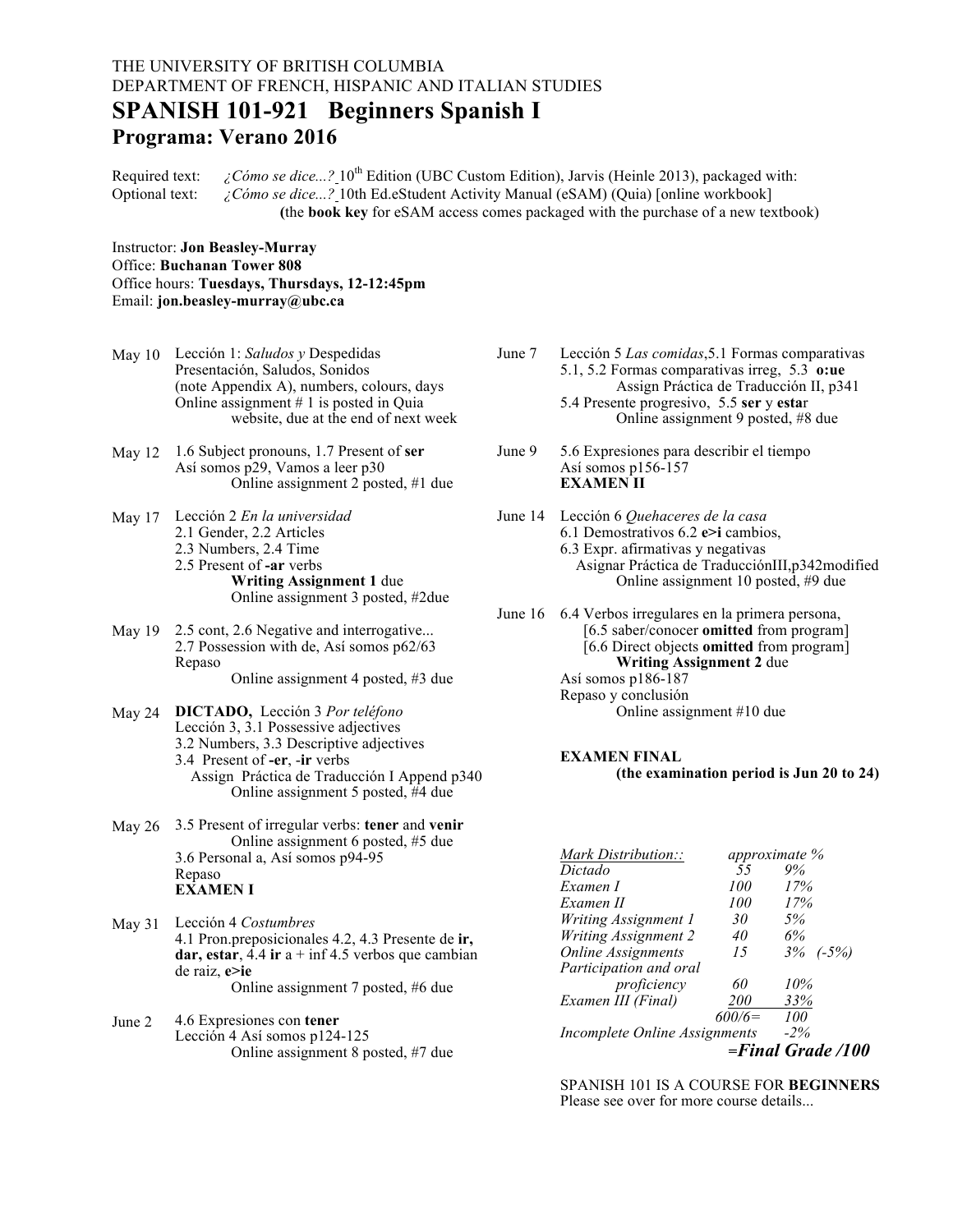THE UNIVERSITY OF BRITISH COLUMBIA
DEPARTMENT OF FRENCH, HISPANIC AND ITALIAN STUDIES

# SPANISH 101-921 Beginners Spanish I

## Programa: Verano 2016

Required text: *¿Cómo se dice...?* 10th Edition (UBC Custom Edition), Jarvis (Heinle 2013), packaged with:
Optional text: *¿Cómo se dice...?* 10th Ed.eStudent Activity Manual (eSAM) (Quia) [online workbook]
(the **book key** for eSAM access comes packaged with the purchase of a new textbook)

Instructor: **Jon Beasley-Murray**
Office: **Buchanan Tower 808**
Office hours: **Tuesdays, Thursdays, 12-12:45pm**
Email: **jon.beasley-murray@ubc.ca**

**May 10** Lección 1: *Saludos y* Despedidas
Presentación, Saludos, Sonidos
(note Appendix A), numbers, colours, days
Online assignment # 1 is posted in Quia website, due at the end of next week

**May 12** 1.6 Subject pronouns, 1.7 Present of **ser**
Así somos p29, Vamos a leer p30
Online assignment 2 posted, #1 due

**May 17** Lección 2 *En la universidad*
2.1 Gender, 2.2 Articles
2.3 Numbers, 2.4 Time
2.5 Present of **-ar** verbs
**Writing Assignment 1** due
Online assignment 3 posted, #2due

**May 19** 2.5 cont, 2.6 Negative and interrogative...
2.7 Possession with de, Así somos p62/63
Repaso
Online assignment 4 posted, #3 due

**May 24** **DICTADO,** Lección 3 *Por teléfono*
Lección 3, 3.1 Possessive adjectives
3.2 Numbers, 3.3 Descriptive adjectives
3.4 Present of **-er**, -**ir** verbs
Assign Práctica de Traducción I Append p340
Online assignment 5 posted, #4 due

**May 26** 3.5 Present of irregular verbs: **tener** and **venir**
Online assignment 6 posted, #5 due
3.6 Personal a, Así somos p94-95
Repaso
**EXAMEN I**

**May 31** Lección 4 *Costumbres*
4.1 Pron.preposicionales 4.2, 4.3 Presente de **ir, dar, estar**, 4.4 **ir** a + inf 4.5 verbos que cambian de raiz, **e>ie**
Online assignment 7 posted, #6 due

**June 2** 4.6 Expresiones con **tener**
Lección 4 Así somos p124-125
Online assignment 8 posted, #7 due

**June 7** Lección 5 *Las comidas*,5.1 Formas comparativas
5.1, 5.2 Formas comparativas irreg, 5.3 **o:ue**
Assign Práctica de Traducción II, p341
5.4 Presente progresivo, 5.5 **ser** y **esta**r
Online assignment 9 posted, #8 due

**June 9** 5.6 Expresiones para describir el tiempo
Así somos p156-157
**EXAMEN II**

**June 14** Lección 6 *Quehaceres de la casa*
6.1 Demostrativos 6.2 **e>i** cambios,
6.3 Expr. afirmativas y negativas
Asignar Práctica de TraducciónIII,p342modified
Online assignment 10 posted, #9 due

**June 16** 6.4 Verbos irregulares en la primera persona,
[6.5 saber/conocer **omitted** from program]
[6.6 Direct objects **omitted** from program]
**Writing Assignment 2** due
Así somos p186-187
Repaso y conclusión
Online assignment #10 due

**EXAMEN FINAL**
**(the examination period is Jun 20 to 24)**

| *Mark Distribution::* | *approximate %* | |
|---|---|---|
| *Dictado* | 55 | 9% |
| *Examen I* | 100 | 17% |
| *Examen II* | 100 | 17% |
| *Writing Assignment 1* | 30 | 5% |
| *Writing Assignment 2* | 40 | 6% |
| *Online Assignments* | 15 | 3% (-5%) |
| *Participation and oral proficiency* | 60 | 10% |
| *Examen III (Final)* | 200 | 33% |
| | 600/6= | 100 |
| *Incomplete Online Assignments* | | -2% |
| | | ***=Final Grade /100*** |

SPANISH 101 IS A COURSE FOR **BEGINNERS**
Please see over for more course details...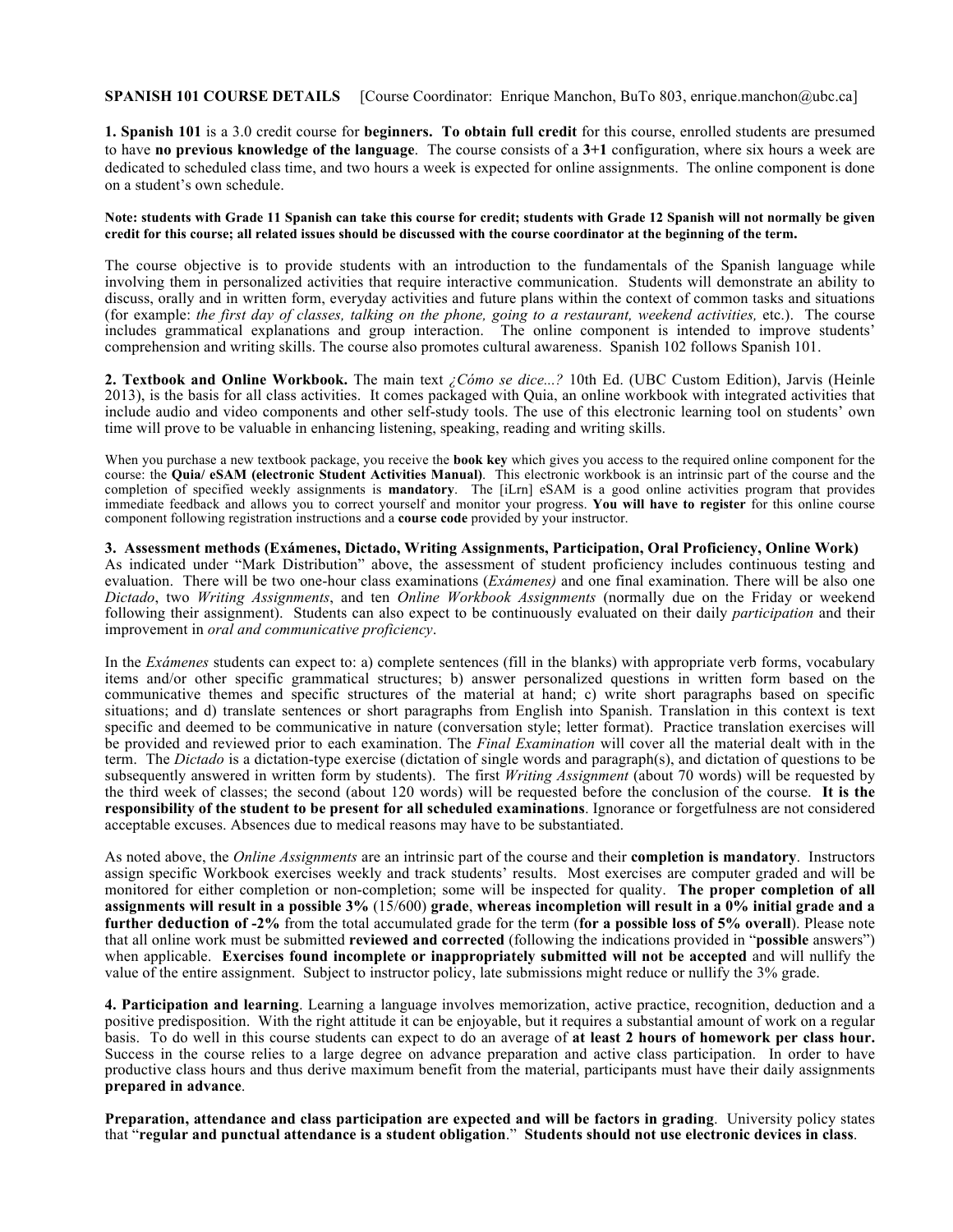**SPANISH 101 COURSE DETAILS** [Course Coordinator: Enrique Manchon, BuTo 803, enrique.manchon@ubc.ca]

**1. Spanish 101** is a 3.0 credit course for **beginners. To obtain full credit** for this course, enrolled students are presumed to have **no previous knowledge of the language**. The course consists of a **3+1** configuration, where six hours a week are dedicated to scheduled class time, and two hours a week is expected for online assignments. The online component is done on a student's own schedule.

**Note: students with Grade 11 Spanish can take this course for credit; students with Grade 12 Spanish will not normally be given credit for this course; all related issues should be discussed with the course coordinator at the beginning of the term.**

The course objective is to provide students with an introduction to the fundamentals of the Spanish language while involving them in personalized activities that require interactive communication. Students will demonstrate an ability to discuss, orally and in written form, everyday activities and future plans within the context of common tasks and situations (for example: *the first day of classes, talking on the phone, going to a restaurant, weekend activities,* etc.). The course includes grammatical explanations and group interaction. The online component is intended to improve students' comprehension and writing skills. The course also promotes cultural awareness. Spanish 102 follows Spanish 101.

**2. Textbook and Online Workbook.** The main text *¿Cómo se dice...?* 10th Ed. (UBC Custom Edition), Jarvis (Heinle 2013), is the basis for all class activities. It comes packaged with Quia, an online workbook with integrated activities that include audio and video components and other self-study tools. The use of this electronic learning tool on students' own time will prove to be valuable in enhancing listening, speaking, reading and writing skills.

When you purchase a new textbook package, you receive the **book key** which gives you access to the required online component for the course: the **Quia/ eSAM (electronic Student Activities Manual)**. This electronic workbook is an intrinsic part of the course and the completion of specified weekly assignments is **mandatory**. The [iLrn] eSAM is a good online activities program that provides immediate feedback and allows you to correct yourself and monitor your progress. **You will have to register** for this online course component following registration instructions and a **course code** provided by your instructor.

**3. Assessment methods (Exámenes, Dictado, Writing Assignments, Participation, Oral Proficiency, Online Work)**
As indicated under "Mark Distribution" above, the assessment of student proficiency includes continuous testing and evaluation. There will be two one-hour class examinations (*Exámenes)* and one final examination. There will be also one *Dictado*, two *Writing Assignments*, and ten *Online Workbook Assignments* (normally due on the Friday or weekend following their assignment). Students can also expect to be continuously evaluated on their daily *participation* and their improvement in *oral and communicative proficiency*.

In the *Exámenes* students can expect to: a) complete sentences (fill in the blanks) with appropriate verb forms, vocabulary items and/or other specific grammatical structures; b) answer personalized questions in written form based on the communicative themes and specific structures of the material at hand; c) write short paragraphs based on specific situations; and d) translate sentences or short paragraphs from English into Spanish. Translation in this context is text specific and deemed to be communicative in nature (conversation style; letter format). Practice translation exercises will be provided and reviewed prior to each examination. The *Final Examination* will cover all the material dealt with in the term. The *Dictado* is a dictation-type exercise (dictation of single words and paragraph(s), and dictation of questions to be subsequently answered in written form by students). The first *Writing Assignment* (about 70 words) will be requested by the third week of classes; the second (about 120 words) will be requested before the conclusion of the course. **It is the responsibility of the student to be present for all scheduled examinations**. Ignorance or forgetfulness are not considered acceptable excuses. Absences due to medical reasons may have to be substantiated.

As noted above, the *Online Assignments* are an intrinsic part of the course and their **completion is mandatory**. Instructors assign specific Workbook exercises weekly and track students' results. Most exercises are computer graded and will be monitored for either completion or non-completion; some will be inspected for quality. **The proper completion of all assignments will result in a possible 3%** (15/600) **grade**, **whereas incompletion will result in a 0% initial grade and a further deduction of -2%** from the total accumulated grade for the term (**for a possible loss of 5% overall**). Please note that all online work must be submitted **reviewed and corrected** (following the indications provided in "**possible** answers") when applicable. **Exercises found incomplete or inappropriately submitted will not be accepted** and will nullify the value of the entire assignment. Subject to instructor policy, late submissions might reduce or nullify the 3% grade.

**4. Participation and learning**. Learning a language involves memorization, active practice, recognition, deduction and a positive predisposition. With the right attitude it can be enjoyable, but it requires a substantial amount of work on a regular basis. To do well in this course students can expect to do an average of **at least 2 hours of homework per class hour.** Success in the course relies to a large degree on advance preparation and active class participation. In order to have productive class hours and thus derive maximum benefit from the material, participants must have their daily assignments **prepared in advance**.

**Preparation, attendance and class participation are expected and will be factors in grading**. University policy states that "**regular and punctual attendance is a student obligation**." **Students should not use electronic devices in class**.